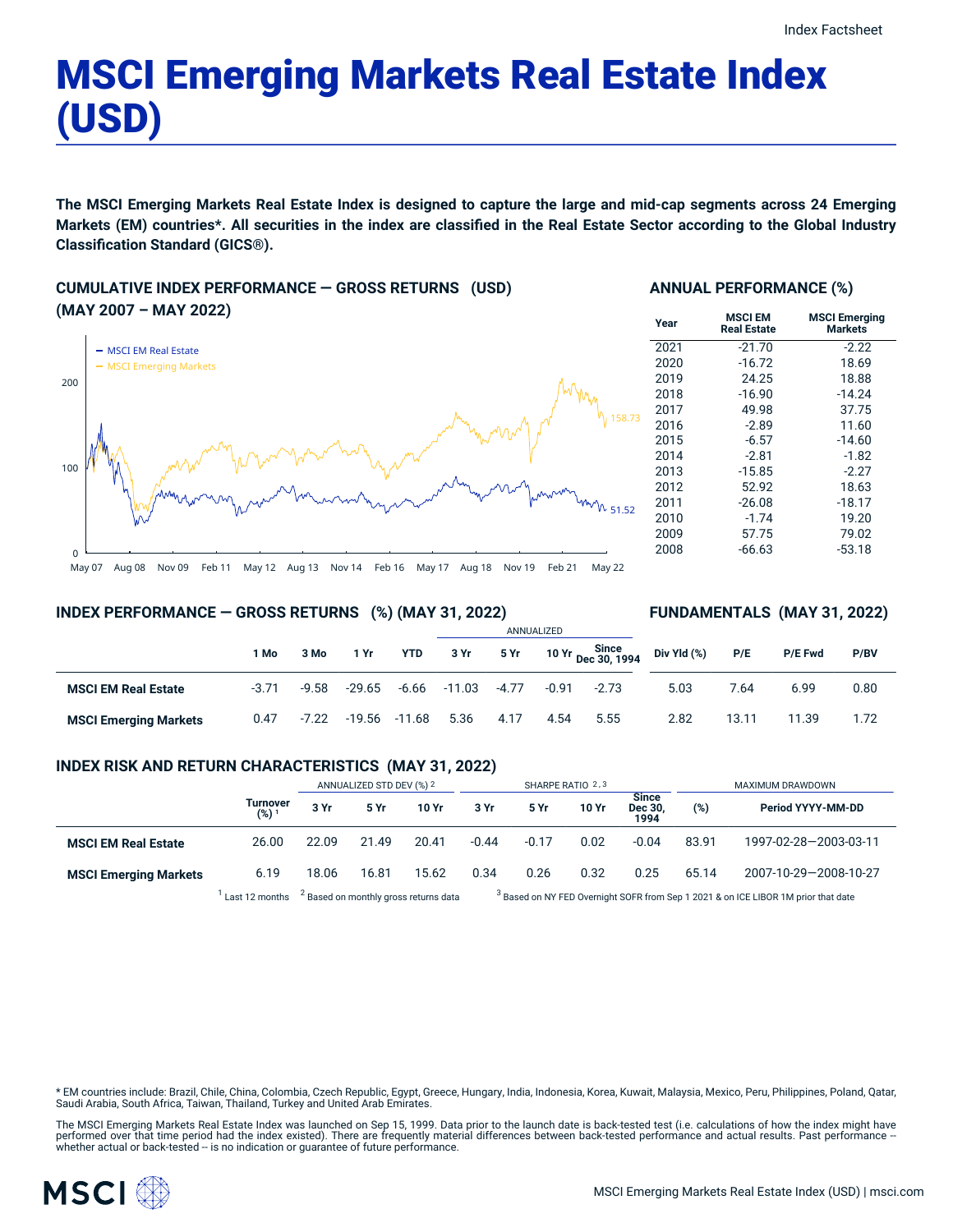# MSCI Emerging Markets Real Estate Index (USD)

**The MSCI Emerging Markets Real Estate Index is designed to capture the large and mid-cap segments across 24 Emerging Markets (EM) countries*. All securities in the index are classified in the Real Estate Sector according to the Global Industry Classification Standard (GICS®).**

## CUMULATIVE INDEX PERFORMANCE — GROSS RETURNS (USD) (MAY 2007 – MAY 2022)

- MSCI EM Real Estate: 51.52
- MSCI Emerging Markets: 158.73

## ANNUAL PERFORMANCE (%)

| Year | MSCI EM Real Estate | MSCI Emerging Markets |
|---|---|---|
| 2021 | -21.70 | -2.22 |
| 2020 | -16.72 | 18.69 |
| 2019 | 24.25 | 18.88 |
| 2018 | -16.90 | -14.24 |
| 2017 | 49.98 | 37.75 |
| 2016 | -2.89 | 11.60 |
| 2015 | -6.57 | -14.60 |
| 2014 | -2.81 | -1.82 |
| 2013 | -15.85 | -2.27 |
| 2012 | 52.92 | 18.63 |
| 2011 | -26.08 | -18.17 |
| 2010 | -1.74 | 19.20 |
| 2009 | 57.75 | 79.02 |
| 2008 | -66.63 | -53.18 |

## INDEX PERFORMANCE — GROSS RETURNS (%) (MAY 31, 2022)

| | 1 Mo | 3 Mo | 1 Yr | YTD | ANNUALIZED 3 Yr | 5 Yr | 10 Yr | Since Dec 30, 1994 |
|---|---|---|---|---|---|---|---|---|
| **MSCI EM Real Estate** | -3.71 | -9.58 | -29.65 | -6.66 | -11.03 | -4.77 | -0.91 | -2.73 |
| **MSCI Emerging Markets** | 0.47 | -7.22 | -19.56 | -11.68 | 5.36 | 4.17 | 4.54 | 5.55 |

## FUNDAMENTALS (MAY 31, 2022)

| | Div Yld (%) | P/E | P/E Fwd | P/BV |
|---|---|---|---|---|
| **MSCI EM Real Estate** | 5.03 | 7.64 | 6.99 | 0.80 |
| **MSCI Emerging Markets** | 2.82 | 13.11 | 11.39 | 1.72 |

## INDEX RISK AND RETURN CHARACTERISTICS (MAY 31, 2022)

| | Turnover (%) [1] | ANNUALIZED STD DEV (%) [2] | | | SHARPE RATIO [2,3] | | | | MAXIMUM DRAWDOWN | |
|---|---|---|---|---|---|---|---|---|---|---|
| | | 3 Yr | 5 Yr | 10 Yr | 3 Yr | 5 Yr | 10 Yr | Since Dec 30, 1994 | (%) | Period YYYY-MM-DD |
| **MSCI EM Real Estate** | 26.00 | 22.09 | 21.49 | 20.41 | -0.44 | -0.17 | 0.02 | -0.04 | 83.91 | 1997-02-28—2003-03-11 |
| **MSCI Emerging Markets** | 6.19 | 18.06 | 16.81 | 15.62 | 0.34 | 0.26 | 0.32 | 0.25 | 65.14 | 2007-10-29—2008-10-27 |

[1] Last 12 months [2] Based on monthly gross returns data [3] Based on NY FED Overnight SOFR from Sep 1 2021 & on ICE LIBOR 1M prior that date

* EM countries include: Brazil, Chile, China, Colombia, Czech Republic, Egypt, Greece, Hungary, India, Indonesia, Korea, Kuwait, Malaysia, Mexico, Peru, Philippines, Poland, Qatar, Saudi Arabia, South Africa, Taiwan, Thailand, Turkey and United Arab Emirates.

The MSCI Emerging Markets Real Estate Index was launched on Sep 15, 1999. Data prior to the launch date is back-tested test (i.e. calculations of how the index might have performed over that time period had the index existed). There are frequently material differences between back-tested performance and actual results. Past performance -- whether actual or back-tested -- is no indication or guarantee of future performance.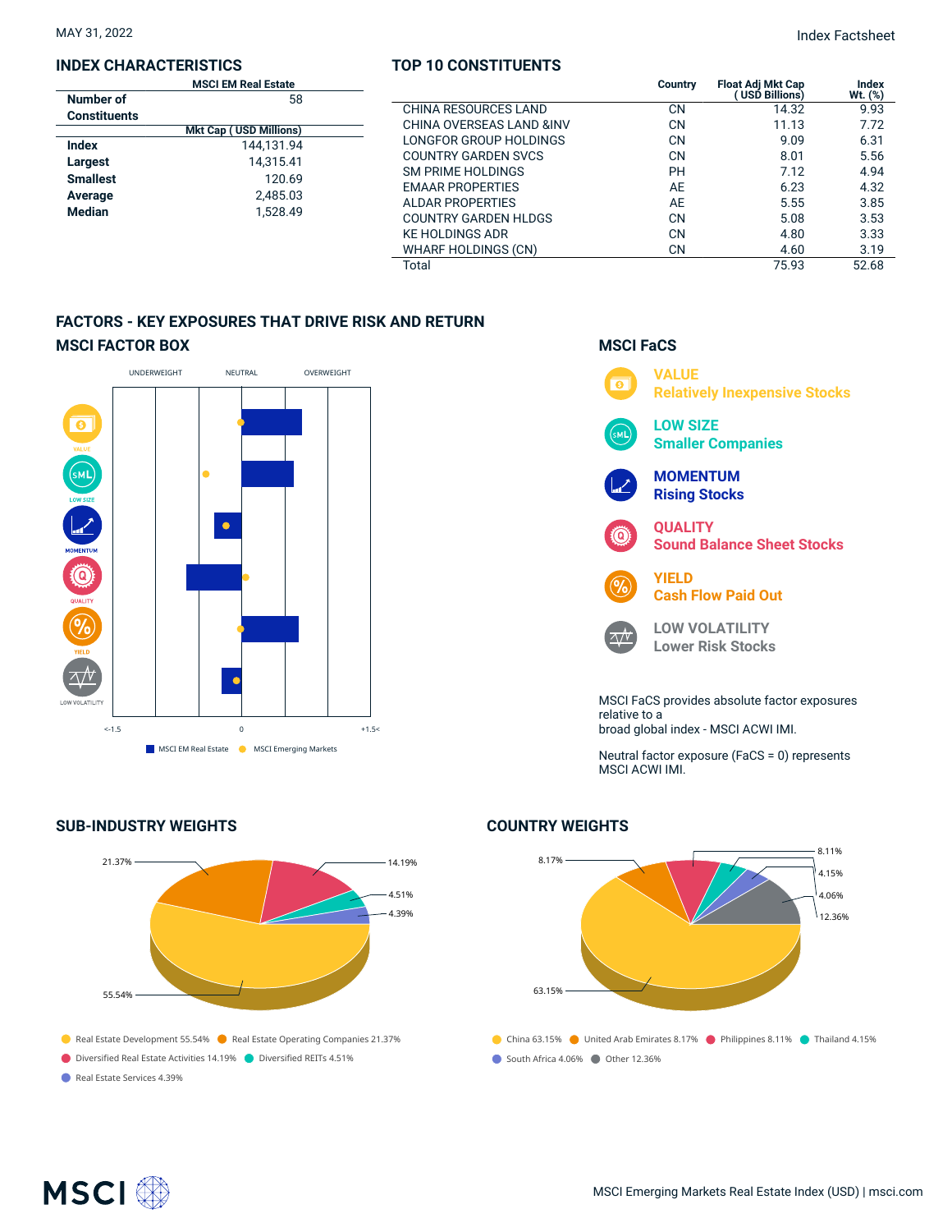MAY 31, 2022

Index Factsheet

## INDEX CHARACTERISTICS

| | MSCI EM Real Estate |
|---|---|
| **Number of Constituents** | 58 |
| | **Mkt Cap ( USD Millions)** |
| **Index** | 144,131.94 |
| **Largest** | 14,315.41 |
| **Smallest** | 120.69 |
| **Average** | 2,485.03 |
| **Median** | 1,528.49 |

## TOP 10 CONSTITUENTS

| | Country | Float Adj Mkt Cap ( USD Billions) | Index Wt. (%) |
|---|---|---|---|
| CHINA RESOURCES LAND | CN | 14.32 | 9.93 |
| CHINA OVERSEAS LAND &INV | CN | 11.13 | 7.72 |
| LONGFOR GROUP HOLDINGS | CN | 9.09 | 6.31 |
| COUNTRY GARDEN SVCS | CN | 8.01 | 5.56 |
| SM PRIME HOLDINGS | PH | 7.12 | 4.94 |
| EMAAR PROPERTIES | AE | 6.23 | 4.32 |
| ALDAR PROPERTIES | AE | 5.55 | 3.85 |
| COUNTRY GARDEN HLDGS | CN | 5.08 | 3.53 |
| KE HOLDINGS ADR | CN | 4.80 | 3.33 |
| WHARF HOLDINGS (CN) | CN | 4.60 | 3.19 |
| Total | | 75.93 | 52.68 |

## FACTORS - KEY EXPOSURES THAT DRIVE RISK AND RETURN

### MSCI FACTOR BOX

UNDERWEIGHT NEUTRAL OVERWEIGHT

VALUE, LOW SIZE, MOMENTUM, QUALITY, YIELD, LOW VOLATILITY

<-1.5 0 +1.5<

MSCI EM Real Estate MSCI Emerging Markets

### MSCI FaCS

**VALUE**
**Relatively Inexpensive Stocks**

**LOW SIZE**
**Smaller Companies**

**MOMENTUM**
**Rising Stocks**

**QUALITY**
**Sound Balance Sheet Stocks**

**YIELD**
**Cash Flow Paid Out**

**LOW VOLATILITY**
**Lower Risk Stocks**

MSCI FaCS provides absolute factor exposures relative to a broad global index - MSCI ACWI IMI.

Neutral factor exposure (FaCS = 0) represents MSCI ACWI IMI.

## SUB-INDUSTRY WEIGHTS

- Real Estate Development 55.54%
- Real Estate Operating Companies 21.37%
- Diversified Real Estate Activities 14.19%
- Diversified REITs 4.51%
- Real Estate Services 4.39%

## COUNTRY WEIGHTS

- China 63.15%
- United Arab Emirates 8.17%
- Philippines 8.11%
- Thailand 4.15%
- South Africa 4.06%
- Other 12.36%

MSCI Emerging Markets Real Estate Index (USD) | msci.com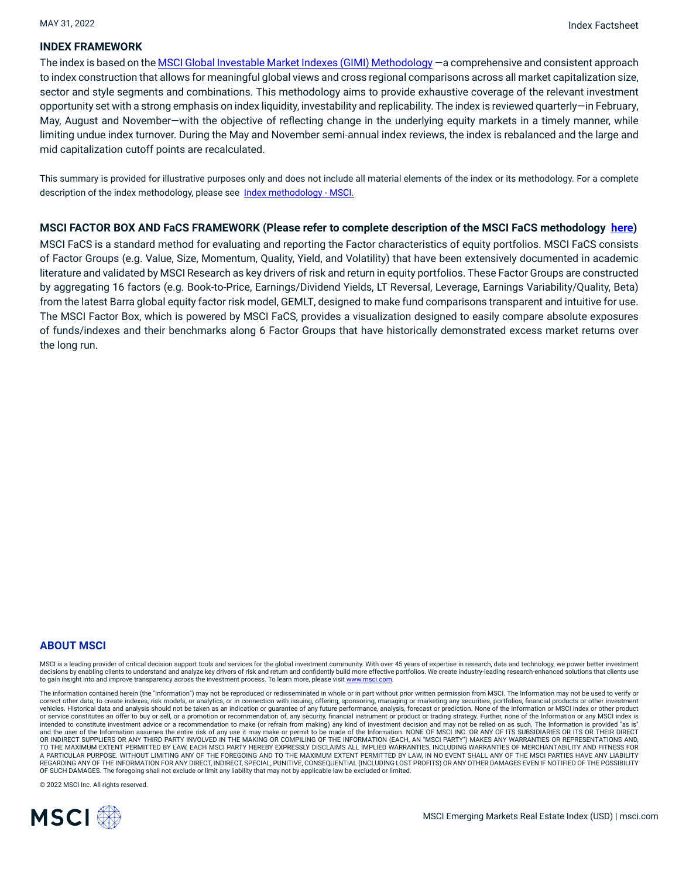## INDEX FRAMEWORK

The index is based on the [MSCI Global Investable Market Indexes (GIMI) Methodology](https://www.msci.com) —a comprehensive and consistent approach to index construction that allows for meaningful global views and cross regional comparisons across all market capitalization size, sector and style segments and combinations. This methodology aims to provide exhaustive coverage of the relevant investment opportunity set with a strong emphasis on index liquidity, investability and replicability. The index is reviewed quarterly—in February, May, August and November—with the objective of reflecting change in the underlying equity markets in a timely manner, while limiting undue index turnover. During the May and November semi-annual index reviews, the index is rebalanced and the large and mid capitalization cutoff points are recalculated.

This summary is provided for illustrative purposes only and does not include all material elements of the index or its methodology. For a complete description of the index methodology, please see Index methodology - MSCI.

## MSCI FACTOR BOX AND FaCS FRAMEWORK (Please refer to complete description of the MSCI FaCS methodology here)

MSCI FaCS is a standard method for evaluating and reporting the Factor characteristics of equity portfolios. MSCI FaCS consists of Factor Groups (e.g. Value, Size, Momentum, Quality, Yield, and Volatility) that have been extensively documented in academic literature and validated by MSCI Research as key drivers of risk and return in equity portfolios. These Factor Groups are constructed by aggregating 16 factors (e.g. Book-to-Price, Earnings/Dividend Yields, LT Reversal, Leverage, Earnings Variability/Quality, Beta) from the latest Barra global equity factor risk model, GEMLT, designed to make fund comparisons transparent and intuitive for use. The MSCI Factor Box, which is powered by MSCI FaCS, provides a visualization designed to easily compare absolute exposures of funds/indexes and their benchmarks along 6 Factor Groups that have historically demonstrated excess market returns over the long run.

## ABOUT MSCI

MSCI is a leading provider of critical decision support tools and services for the global investment community. With over 45 years of expertise in research, data and technology, we power better investment decisions by enabling clients to understand and analyze key drivers of risk and return and confidently build more effective portfolios. We create industry-leading research-enhanced solutions that clients use to gain insight into and improve transparency across the investment process. To learn more, please visit www.msci.com.

The information contained herein (the "Information") may not be reproduced or redisseminated in whole or in part without prior written permission from MSCI. The Information may not be used to verify or correct other data, to create indexes, risk models, or analytics, or in connection with issuing, offering, sponsoring, managing or marketing any securities, portfolios, financial products or other investment vehicles. Historical data and analysis should not be taken as an indication or guarantee of any future performance, analysis, forecast or prediction. None of the Information or MSCI index or other product or service constitutes an offer to buy or sell, or a promotion or recommendation of, any security, financial instrument or product or trading strategy. Further, none of the Information or any MSCI index is intended to constitute investment advice or a recommendation to make (or refrain from making) any kind of investment decision and may not be relied on as such. The Information is provided "as is" and the user of the Information assumes the entire risk of any use it may make or permit to be made of the Information. NONE OF MSCI INC. OR ANY OF ITS SUBSIDIARIES OR ITS OR THEIR DIRECT OR INDIRECT SUPPLIERS OR ANY THIRD PARTY INVOLVED IN THE MAKING OR COMPILING OF THE INFORMATION (EACH, AN "MSCI PARTY") MAKES ANY WARRANTIES OR REPRESENTATIONS AND, TO THE MAXIMUM EXTENT PERMITTED BY LAW, EACH MSCI PARTY HEREBY EXPRESSLY DISCLAIMS ALL IMPLIED WARRANTIES, INCLUDING WARRANTIES OF MERCHANTABILITY AND FITNESS FOR A PARTICULAR PURPOSE. WITHOUT LIMITING ANY OF THE FOREGOING AND TO THE MAXIMUM EXTENT PERMITTED BY LAW, IN NO EVENT SHALL ANY OF THE MSCI PARTIES HAVE ANY LIABILITY REGARDING ANY OF THE INFORMATION FOR ANY DIRECT, INDIRECT, SPECIAL, PUNITIVE, CONSEQUENTIAL (INCLUDING LOST PROFITS) OR ANY OTHER DAMAGES EVEN IF NOTIFIED OF THE POSSIBILITY OF SUCH DAMAGES. The foregoing shall not exclude or limit any liability that may not by applicable law be excluded or limited.

© 2022 MSCI Inc. All rights reserved.